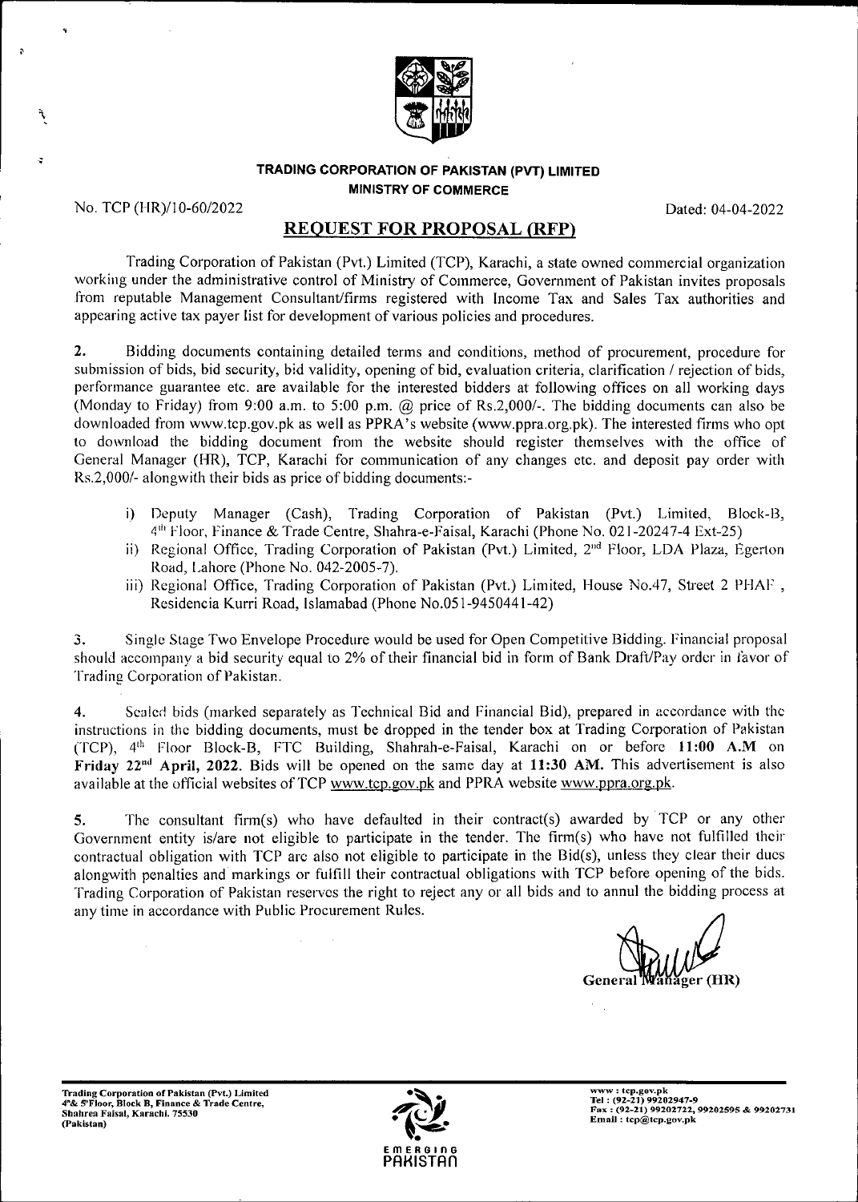**TRADING CORPORATION OF PAKISTAN (PVT) LIMITED**
**MINISTRY OF COMMERCE**

No. TCP (HR)/10-60/2022 Dated: 04-04-2022

## REQUEST FOR PROPOSAL (RFP)

Trading Corporation of Pakistan (Pvt.) Limited (TCP), Karachi, a state owned commercial organization working under the administrative control of Ministry of Commerce, Government of Pakistan invites proposals from reputable Management Consultant/firms registered with Income Tax and Sales Tax authorities and appearing active tax payer list for development of various policies and procedures.

2. Bidding documents containing detailed terms and conditions, method of procurement, procedure for submission of bids, bid security, bid validity, opening of bid, evaluation criteria, clarification / rejection of bids, performance guarantee etc. are available for the interested bidders at following offices on all working days (Monday to Friday) from 9:00 a.m. to 5:00 p.m. @ price of Rs.2,000/-. The bidding documents can also be downloaded from www.tcp.gov.pk as well as PPRA's website (www.ppra.org.pk). The interested firms who opt to download the bidding document from the website should register themselves with the office of General Manager (HR), TCP, Karachi for communication of any changes etc. and deposit pay order with Rs.2,000/- alongwith their bids as price of bidding documents:-

i) Deputy Manager (Cash), Trading Corporation of Pakistan (Pvt.) Limited, Block-B, 4th Floor, Finance & Trade Centre, Shahra-e-Faisal, Karachi (Phone No. 021-20247-4 Ext-25)

ii) Regional Office, Trading Corporation of Pakistan (Pvt.) Limited, 2nd Floor, LDA Plaza, Egerton Road, Lahore (Phone No. 042-2005-7).

iii) Regional Office, Trading Corporation of Pakistan (Pvt.) Limited, House No.47, Street 2 PHAF, Residencia Kurri Road, Islamabad (Phone No.051-9450441-42)

3. Single Stage Two Envelope Procedure would be used for Open Competitive Bidding. Financial proposal should accompany a bid security equal to 2% of their financial bid in form of Bank Draft/Pay order in favor of Trading Corporation of Pakistan.

4. Sealed bids (marked separately as Technical Bid and Financial Bid), prepared in accordance with the instructions in the bidding documents, must be dropped in the tender box at Trading Corporation of Pakistan (TCP), 4th Floor Block-B, FTC Building, Shahrah-e-Faisal, Karachi on or before **11:00 A.M** on **Friday 22nd April, 2022.** Bids will be opened on the same day at **11:30 AM.** This advertisement is also available at the official websites of TCP www.tcp.gov.pk and PPRA website www.ppra.org.pk.

5. The consultant firm(s) who have defaulted in their contract(s) awarded by TCP or any other Government entity is/are not eligible to participate in the tender. The firm(s) who have not fulfilled their contractual obligation with TCP are also not eligible to participate in the Bid(s), unless they clear their dues alongwith penalties and markings or fulfill their contractual obligations with TCP before opening of the bids. Trading Corporation of Pakistan reserves the right to reject any or all bids and to annul the bidding process at any time in accordance with Public Procurement Rules.

**General Manager (HR)**

Trading Corporation of Pakistan (Pvt.) Limited
4th & 5th Floor, Block B, Finance & Trade Centre,
Shahrea Faisal, Karachi. 75530
(Pakistan)

EMERGING PAKISTAN

www : tcp.gov.pk
Tel : (92-21) 99202947-9
Fax : (92-21) 99202722, 99202595 & 99202731
Email : tcp@tcp.gov.pk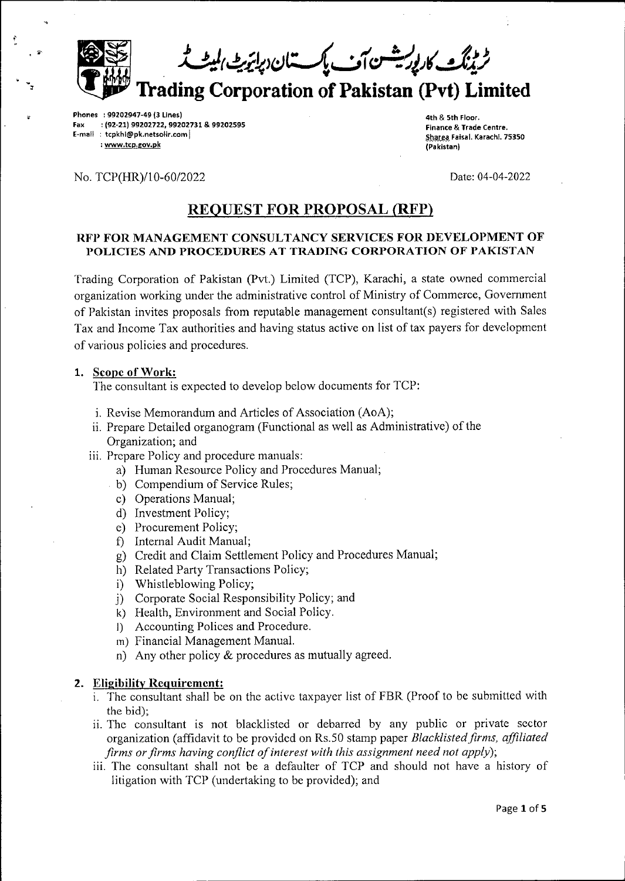ٹریڈنگ کارپوریشن آف پاکستان (پرائیویٹ) لمیٹڈ

# Trading Corporation of Pakistan (Pvt) Limited

Phones : 99202947-49 (3 Lines)
Fax : (92-21) 99202722, 99202731 & 99202595
E-mail : tcpkhi@pk.netsolir.com
: www.tcp.gov.pk

4th & 5th Floor.
Finance & Trade Centre.
Sharea Faisal. Karachi. 75350
(Pakistan)

No. TCP(HR)/10-60/2022

Date: 04-04-2022

## REQUEST FOR PROPOSAL (RFP)

### RFP FOR MANAGEMENT CONSULTANCY SERVICES FOR DEVELOPMENT OF POLICIES AND PROCEDURES AT TRADING CORPORATION OF PAKISTAN

Trading Corporation of Pakistan (Pvt.) Limited (TCP), Karachi, a state owned commercial organization working under the administrative control of Ministry of Commerce, Government of Pakistan invites proposals from reputable management consultant(s) registered with Sales Tax and Income Tax authorities and having status active on list of tax payers for development of various policies and procedures.

1. **Scope of Work:**

   The consultant is expected to develop below documents for TCP:

   i. Revise Memorandum and Articles of Association (AoA);
   ii. Prepare Detailed organogram (Functional as well as Administrative) of the Organization; and
   iii. Prepare Policy and procedure manuals:
      a) Human Resource Policy and Procedures Manual;
      b) Compendium of Service Rules;
      c) Operations Manual;
      d) Investment Policy;
      e) Procurement Policy;
      f) Internal Audit Manual;
      g) Credit and Claim Settlement Policy and Procedures Manual;
      h) Related Party Transactions Policy;
      i) Whistleblowing Policy;
      j) Corporate Social Responsibility Policy; and
      k) Health, Environment and Social Policy.
      l) Accounting Polices and Procedure.
      m) Financial Management Manual.
      n) Any other policy & procedures as mutually agreed.

2. **Eligibility Requirement:**

   i. The consultant shall be on the active taxpayer list of FBR (Proof to be submitted with the bid);
   ii. The consultant is not blacklisted or debarred by any public or private sector organization (affidavit to be provided on Rs.50 stamp paper *Blacklisted firms, affiliated firms or firms having conflict of interest with this assignment need not apply*);
   iii. The consultant shall not be a defaulter of TCP and should not have a history of litigation with TCP (undertaking to be provided); and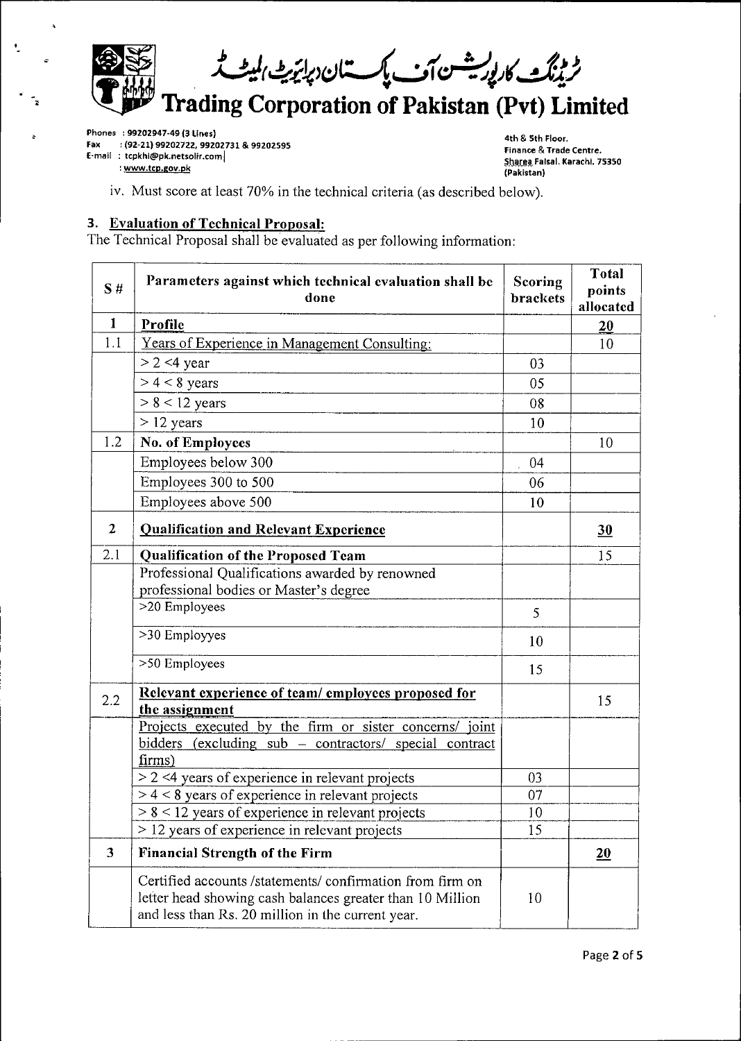iv. Must score at least 70% in the technical criteria (as described below).

### 3. Evaluation of Technical Proposal:

The Technical Proposal shall be evaluated as per following information:

| S# | Parameters against which technical evaluation shall be done | Scoring brackets | Total points allocated |
|---|---|---|---|
| 1 | **Profile** | | **20** |
| 1.1 | Years of Experience in Management Consulting: | | 10 |
| | > 2 <4 year | 03 | |
| | > 4 < 8 years | 05 | |
| | > 8 < 12 years | 08 | |
| | > 12 years | 10 | |
| 1.2 | **No. of Employees** | | 10 |
| | Employees below 300 | 04 | |
| | Employees 300 to 500 | 06 | |
| | Employees above 500 | 10 | |
| 2 | **Qualification and Relevant Experience** | | **30** |
| 2.1 | **Qualification of the Proposed Team** | | 15 |
| | Professional Qualifications awarded by renowned professional bodies or Master's degree | | |
| | >20 Employees | 5 | |
| | >30 Employyes | 10 | |
| | >50 Employees | 15 | |
| 2.2 | **Relevant experience of team/ employees proposed for the assignment** | | 15 |
| | Projects executed by the firm or sister concerns/ joint bidders (excluding sub – contractors/ special contract firms) | | |
| | > 2 <4 years of experience in relevant projects | 03 | |
| | > 4 < 8 years of experience in relevant projects | 07 | |
| | > 8 < 12 years of experience in relevant projects | 10 | |
| | > 12 years of experience in relevant projects | 15 | |
| 3 | **Financial Strength of the Firm** | | **20** |
| | Certified accounts /statements/ confirmation from firm on letter head showing cash balances greater than 10 Million and less than Rs. 20 million in the current year. | 10 | |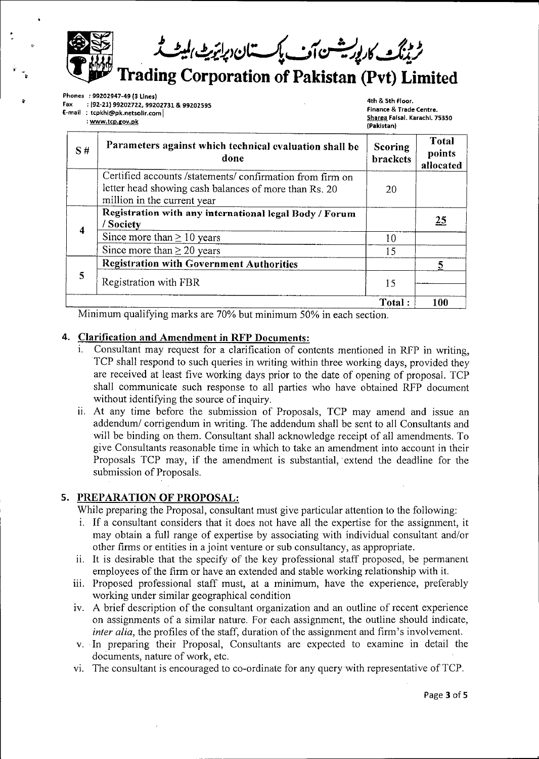# ٹریڈنگ کارپوریشن آف پاکستان (پرائیویٹ) لمیٹڈ

# Trading Corporation of Pakistan (Pvt) Limited

Phones : 99202947-49 (3 Lines)
Fax : (92-21) 99202722, 99202731 & 99202595
E-mail : tcpkhi@pk.netsolir.com
: www.tcp.gov.pk

4th & 5th Floor.
Finance & Trade Centre.
Sharea Faisal. Karachi. 75350
(Pakistan)

| S# | Parameters against which technical evaluation shall be done | Scoring brackets | Total points allocated |
|---|---|---|---|
| | Certified accounts /statements/ confirmation from firm on letter head showing cash balances of more than Rs. 20 million in the current year | 20 | |
| 4 | **Registration with any international legal Body / Forum / Society** | | 25 |
| | Since more than ≥ 10 years | 10 | |
| | Since more than ≥ 20 years | 15 | |
| 5 | **Registration with Government Authorities** | | 5 |
| | Registration with FBR | 15 | |
| | | **Total :** | **100** |

Minimum qualifying marks are 70% but minimum 50% in each section.

## 4. Clarification and Amendment in RFP Documents:

i. Consultant may request for a clarification of contents mentioned in RFP in writing, TCP shall respond to such queries in writing within three working days, provided they are received at least five working days prior to the date of opening of proposal. TCP shall communicate such response to all parties who have obtained RFP document without identifying the source of inquiry.

ii. At any time before the submission of Proposals, TCP may amend and issue an addendum/ corrigendum in writing. The addendum shall be sent to all Consultants and will be binding on them. Consultant shall acknowledge receipt of all amendments. To give Consultants reasonable time in which to take an amendment into account in their Proposals TCP may, if the amendment is substantial, extend the deadline for the submission of Proposals.

## 5. PREPARATION OF PROPOSAL:

While preparing the Proposal, consultant must give particular attention to the following:

i. If a consultant considers that it does not have all the expertise for the assignment, it may obtain a full range of expertise by associating with individual consultant and/or other firms or entities in a joint venture or sub consultancy, as appropriate.

ii. It is desirable that the specify of the key professional staff proposed, be permanent employees of the firm or have an extended and stable working relationship with it.

iii. Proposed professional staff must, at a minimum, have the experience, preferably working under similar geographical condition

iv. A brief description of the consultant organization and an outline of recent experience on assignments of a similar nature. For each assignment, the outline should indicate, *inter alia*, the profiles of the staff, duration of the assignment and firm's involvement.

v. In preparing their Proposal, Consultants are expected to examine in detail the documents, nature of work, etc.

vi. The consultant is encouraged to co-ordinate for any query with representative of TCP.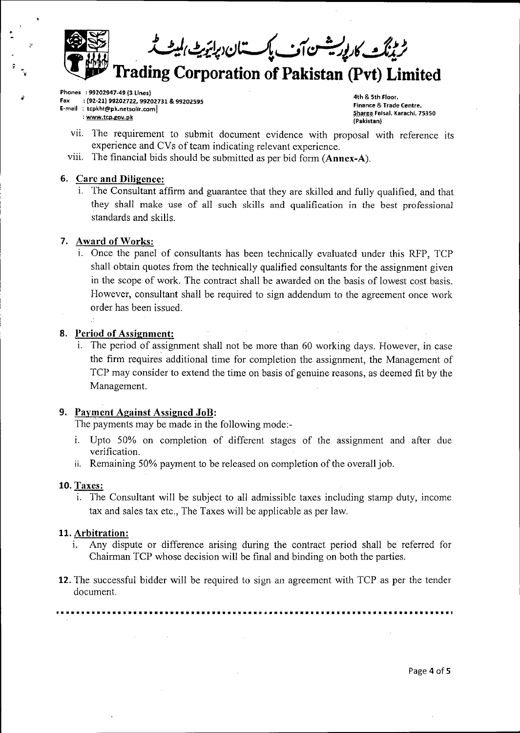vii. The requirement to submit document evidence with proposal with reference its experience and CVs of team indicating relevant experience.

viii. The financial bids should be submitted as per bid form (**Annex-A**).

### 6. Care and Diligence:

i. The Consultant affirm and guarantee that they are skilled and fully qualified, and that they shall make use of all such skills and qualification in the best professional standards and skills.

### 7. Award of Works:

i. Once the panel of consultants has been technically evaluated under this RFP, TCP shall obtain quotes from the technically qualified consultants for the assignment given in the scope of work. The contract shall be awarded on the basis of lowest cost basis. However, consultant shall be required to sign addendum to the agreement once work order has been issued.

### 8. Period of Assignment:

i. The period of assignment shall not be more than 60 working days. However, in case the firm requires additional time for completion the assignment, the Management of TCP may consider to extend the time on basis of genuine reasons, as deemed fit by the Management.

### 9. Payment Against Assigned JoB:

The payments may be made in the following mode:-

i. Upto 50% on completion of different stages of the assignment and after due verification.

ii. Remaining 50% payment to be released on completion of the overall job.

### 10. Taxes:

i. The Consultant will be subject to all admissible taxes including stamp duty, income tax and sales tax etc., The Taxes will be applicable as per law.

### 11. Arbitration:

i. Any dispute or difference arising during the contract period shall be referred for Chairman TCP whose decision will be final and binding on both the parties.

**12.** The successful bidder will be required to sign an agreement with TCP as per the tender document.

---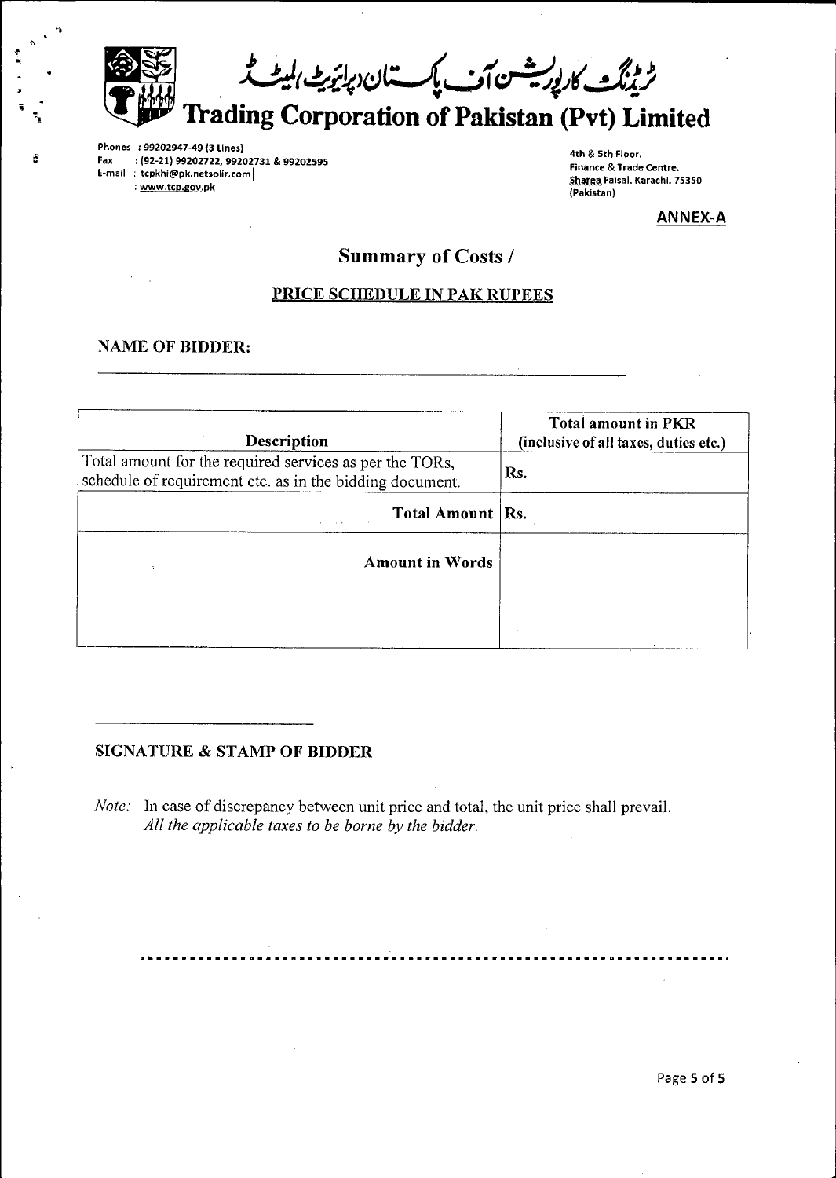ٹریڈنگ کارپوریشن آف پاکستان (پرائیویٹ) لمیٹڈ

# Trading Corporation of Pakistan (Pvt) Limited

Phones : 99202947-49 (3 Lines)
Fax : (92-21) 99202722, 99202731 & 99202595
E-mail : tcpkhi@pk.netsolir.com
: www.tcp.gov.pk

4th & 5th Floor,
Finance & Trade Centre.
Sharea Faisal. Karachi. 75350
(Pakistan)

**ANNEX-A**

## Summary of Costs /

**PRICE SCHEDULE IN PAK RUPEES**

**NAME OF BIDDER:** ____________________________________________

| Description | Total amount in PKR (inclusive of all taxes, duties etc.) |
|---|---|
| Total amount for the required services as per the TORs, schedule of requirement etc. as in the bidding document. | Rs. |
| **Total Amount** | Rs. |
| **Amount in Words** | |

____________________________

**SIGNATURE & STAMP OF BIDDER**

*Note:* In case of discrepancy between unit price and total, the unit price shall prevail.
*All the applicable taxes to be borne by the bidder.*

..........................................................................